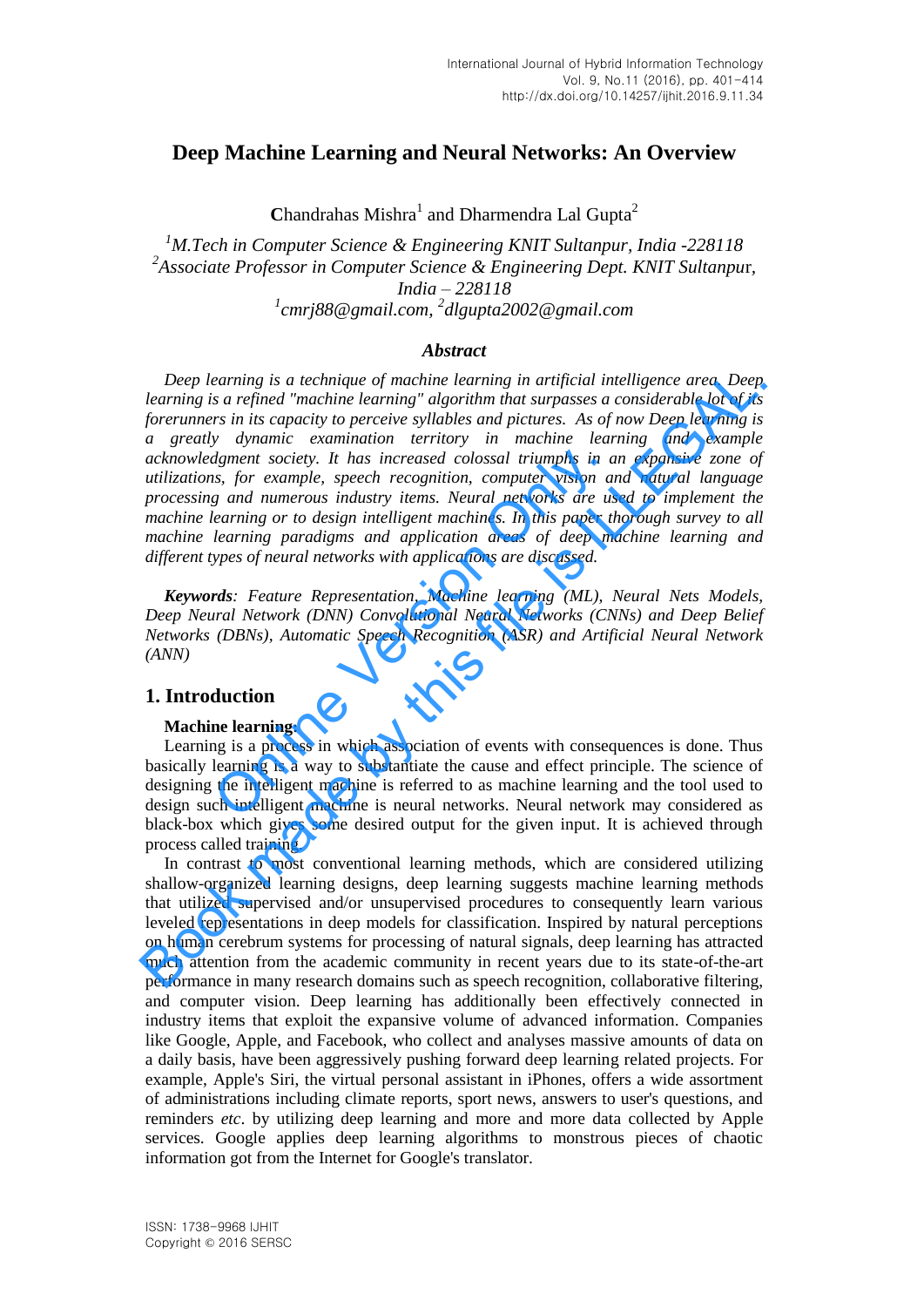# Deep Machine Learning and Neural Networks: An Overview

Chandrahas Mishra[1] and Dharmendra Lal Gupta[2]

[1]*M.Tech in Computer Science & Engineering KNIT Sultanpur, India -228118*
[2]*Associate Professor in Computer Science & Engineering Dept. KNIT Sultanpur, India – 228118*
[1]*cmrj88@gmail.com*, [2]*dlgupta2002@gmail.com*

### Abstract

*Deep learning is a technique of machine learning in artificial intelligence area. Deep learning is a refined "machine learning" algorithm that surpasses a considerable lot of its forerunners in its capacity to perceive syllables and pictures. As of now Deep learning is a greatly dynamic examination territory in machine learning and example acknowledgment society. It has increased colossal triumphs in an expansive zone of utilizations, for example, speech recognition, computer vision and natural language processing and numerous industry items. Neural networks are used to implement the machine learning or to design intelligent machines. In this paper thorough survey to all machine learning paradigms and application areas of deep machine learning and different types of neural networks with applications are discussed.*

***Keywords**: Feature Representation, Machine learning (ML), Neural Nets Models, Deep Neural Network (DNN) Convolutional Neural Networks (CNNs) and Deep Belief Networks (DBNs), Automatic Speech Recognition (ASR) and Artificial Neural Network (ANN)*

## 1. Introduction

**Machine learning:**

Learning is a process in which association of events with consequences is done. Thus basically learning is a way to substantiate the cause and effect principle. The science of designing the intelligent machine is referred to as machine learning and the tool used to design such intelligent machine is neural networks. Neural network may considered as black-box which gives some desired output for the given input. It is achieved through process called training.

In contrast to most conventional learning methods, which are considered utilizing shallow-organized learning designs, deep learning suggests machine learning methods that utilized supervised and/or unsupervised procedures to consequently learn various leveled representations in deep models for classification. Inspired by natural perceptions on human cerebrum systems for processing of natural signals, deep learning has attracted much attention from the academic community in recent years due to its state-of-the-art performance in many research domains such as speech recognition, collaborative filtering, and computer vision. Deep learning has additionally been effectively connected in industry items that exploit the expansive volume of advanced information. Companies like Google, Apple, and Facebook, who collect and analyses massive amounts of data on a daily basis, have been aggressively pushing forward deep learning related projects. For example, Apple's Siri, the virtual personal assistant in iPhones, offers a wide assortment of administrations including climate reports, sport news, answers to user's questions, and reminders *etc*. by utilizing deep learning and more and more data collected by Apple services. Google applies deep learning algorithms to monstrous pieces of chaotic information got from the Internet for Google's translator.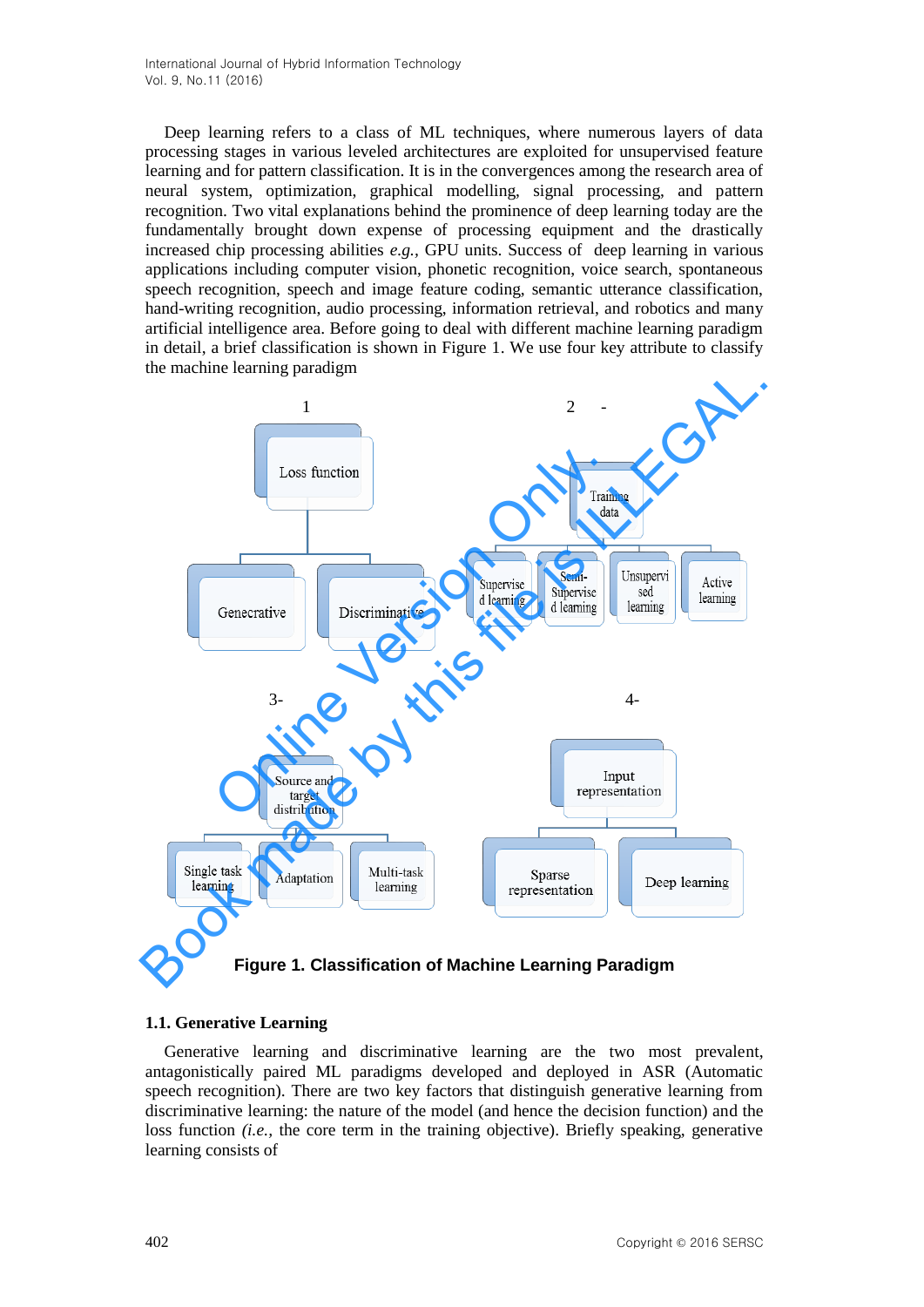Deep learning refers to a class of ML techniques, where numerous layers of data processing stages in various leveled architectures are exploited for unsupervised feature learning and for pattern classification. It is in the convergences among the research area of neural system, optimization, graphical modelling, signal processing, and pattern recognition. Two vital explanations behind the prominence of deep learning today are the fundamentally brought down expense of processing equipment and the drastically increased chip processing abilities *e.g.*, GPU units. Success of deep learning in various applications including computer vision, phonetic recognition, voice search, spontaneous speech recognition, speech and image feature coding, semantic utterance classification, hand-writing recognition, audio processing, information retrieval, and robotics and many artificial intelligence area. Before going to deal with different machine learning paradigm in detail, a brief classification is shown in Figure 1. We use four key attribute to classify the machine learning paradigm

1 — Loss function: Genecrative, Discriminative

2 - Training data: Supervised learning, Semi-Supervised learning, Unsupervised learning, Active learning

3- Source and target distribution: Single task learning, Adaptation, Multi-task learning

4- Input representation: Sparse representation, Deep learning

**Figure 1. Classification of Machine Learning Paradigm**

### 1.1. Generative Learning

Generative learning and discriminative learning are the two most prevalent, antagonistically paired ML paradigms developed and deployed in ASR (Automatic speech recognition). There are two key factors that distinguish generative learning from discriminative learning: the nature of the model (and hence the decision function) and the loss function *(i.e.*, the core term in the training objective). Briefly speaking, generative learning consists of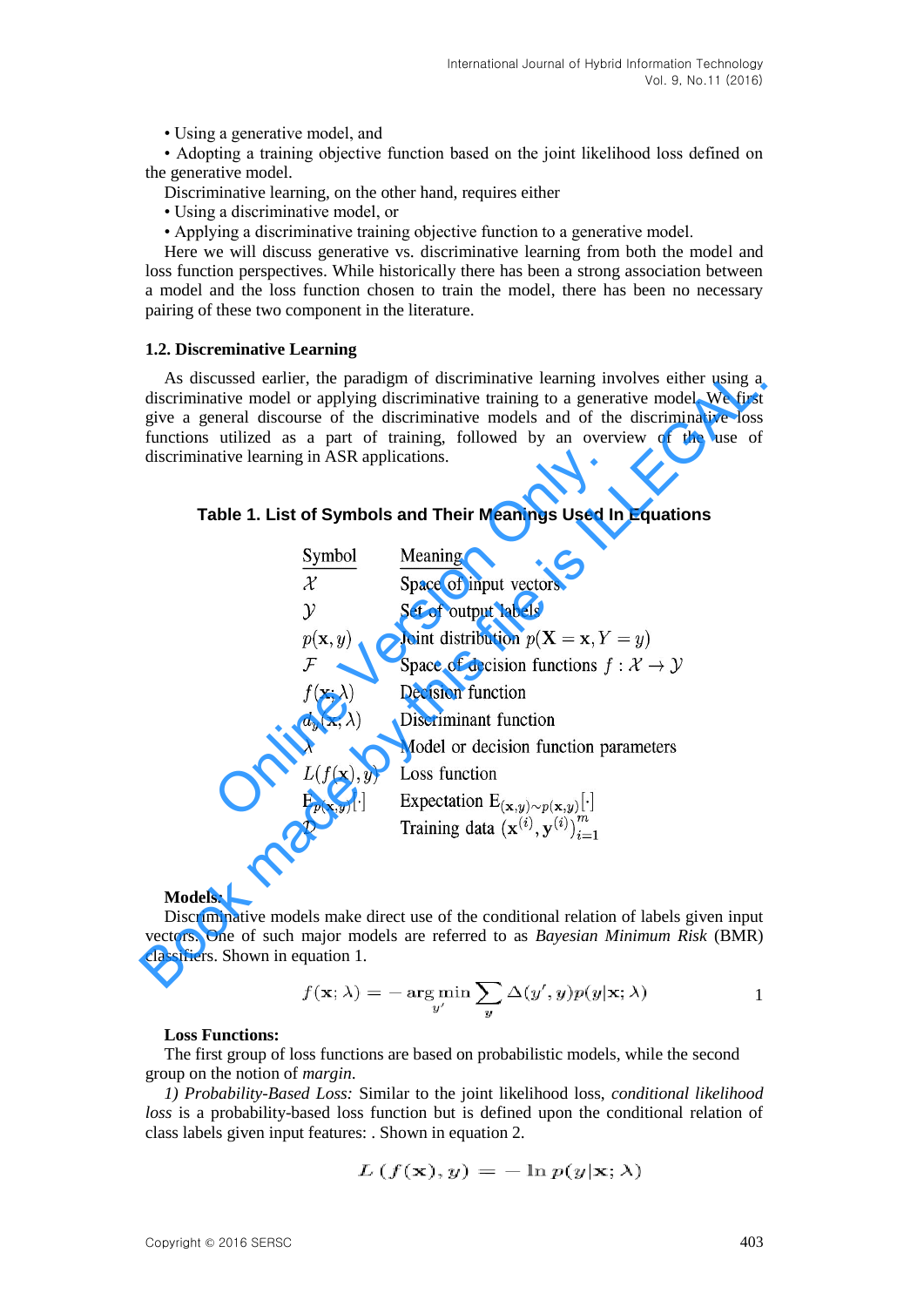• Using a generative model, and

• Adopting a training objective function based on the joint likelihood loss defined on the generative model.

Discriminative learning, on the other hand, requires either

• Using a discriminative model, or

• Applying a discriminative training objective function to a generative model.

Here we will discuss generative vs. discriminative learning from both the model and loss function perspectives. While historically there has been a strong association between a model and the loss function chosen to train the model, there has been no necessary pairing of these two component in the literature.

### 1.2. Discreminative Learning

As discussed earlier, the paradigm of discriminative learning involves either using a discriminative model or applying discriminative training to a generative model. We first give a general discourse of the discriminative models and of the discriminative loss functions utilized as a part of training, followed by an overview of the use of discriminative learning in ASR applications.

**Table 1. List of Symbols and Their Meanings Used In Equations**

| Symbol | Meaning |
|---|---|
| $\mathcal{X}$ | Space of input vectors |
| $\mathcal{Y}$ | Set of output labels |
| $p(\mathbf{x}, y)$ | Joint distribution $p(\mathbf{X} = \mathbf{x}, Y = y)$ |
| $\mathcal{F}$ | Space of decision functions $f : \mathcal{X} \rightarrow \mathcal{Y}$ |
| $f(\mathbf{x}; \lambda)$ | Decision function |
| $d_y(\mathbf{x}, \lambda)$ | Discriminant function |
| $\lambda$ | Model or decision function parameters |
| $L(f(\mathbf{x}), y)$ | Loss function |
| $\mathrm{E}_{p(\mathbf{x},y)}[\cdot]$ | Expectation $\mathrm{E}_{(\mathbf{x},y)\sim p(\mathbf{x},y)}[\cdot]$ |
| $\mathcal{D}$ | Training data $(\mathbf{x}^{(i)}, \mathbf{y}^{(i)})_{i=1}^{m}$ |

**Models:**

Discriminative models make direct use of the conditional relation of labels given input vectors. One of such major models are referred to as *Bayesian Minimum Risk* (BMR) classifiers. Shown in equation 1.

$$f(\mathbf{x}; \lambda) = -\arg\min_{y'} \sum_{y} \Delta(y', y) p(y|\mathbf{x}; \lambda) \quad 1$$

**Loss Functions:**

The first group of loss functions are based on probabilistic models, while the second group on the notion of *margin*.

*1) Probability-Based Loss:* Similar to the joint likelihood loss, *conditional likelihood loss* is a probability-based loss function but is defined upon the conditional relation of class labels given input features: . Shown in equation 2.

$$L\left(f(\mathbf{x}), y\right) = -\ln p(y|\mathbf{x}; \lambda)$$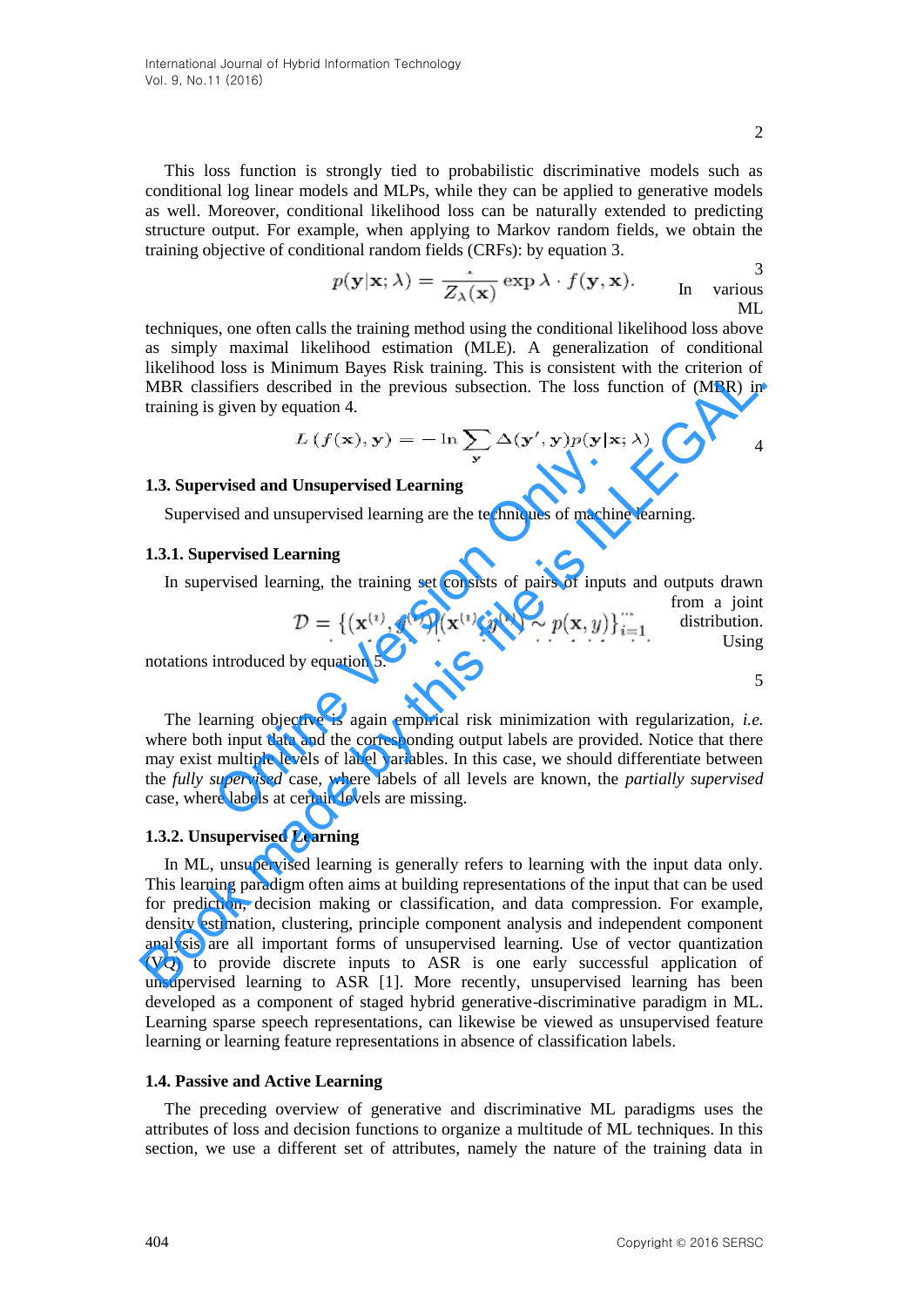This loss function is strongly tied to probabilistic discriminative models such as conditional log linear models and MLPs, while they can be applied to generative models as well. Moreover, conditional likelihood loss can be naturally extended to predicting structure output. For example, when applying to Markov random fields, we obtain the training objective of conditional random fields (CRFs): by equation 3.

$$p(\mathbf{y}|\mathbf{x};\lambda) = \frac{1}{Z_\lambda(\mathbf{x})} \exp \lambda \cdot f(\mathbf{y}, \mathbf{x}). \quad (3)$$

In various ML techniques, one often calls the training method using the conditional likelihood loss above as simply maximal likelihood estimation (MLE). A generalization of conditional likelihood loss is Minimum Bayes Risk training. This is consistent with the criterion of MBR classifiers described in the previous subsection. The loss function of (MBR) in training is given by equation 4.

$$L(f(\mathbf{x}), \mathbf{y}) = -\ln \sum_{\mathbf{y}} \Delta(\mathbf{y}', \mathbf{y}) p(\mathbf{y}|\mathbf{x};\lambda) \quad (4)$$

### 1.3. Supervised and Unsupervised Learning

Supervised and unsupervised learning are the techniques of machine learning.

#### 1.3.1. Supervised Learning

In supervised learning, the training set consists of pairs of inputs and outputs drawn from a joint distribution. Using notations introduced by equation 5.

$$\mathcal{D} = \{(\mathbf{x}^{(i)}, y^{(i)}) | (\mathbf{x}^{(i)}, y^{(i)}) \sim p(\mathbf{x}, y)\}_{i=1}^{m} \quad (5)$$

The learning objective is again empirical risk minimization with regularization, *i.e.* where both input data and the corresponding output labels are provided. Notice that there may exist multiple levels of label variables. In this case, we should differentiate between the *fully supervised* case, where labels of all levels are known, the *partially supervised* case, where labels at certain levels are missing.

#### 1.3.2. Unsupervised Learning

In ML, unsupervised learning is generally refers to learning with the input data only. This learning paradigm often aims at building representations of the input that can be used for prediction, decision making or classification, and data compression. For example, density estimation, clustering, principle component analysis and independent component analysis are all important forms of unsupervised learning. Use of vector quantization (VQ) to provide discrete inputs to ASR is one early successful application of unsupervised learning to ASR [1]. More recently, unsupervised learning has been developed as a component of staged hybrid generative-discriminative paradigm in ML. Learning sparse speech representations, can likewise be viewed as unsupervised feature learning or learning feature representations in absence of classification labels.

### 1.4. Passive and Active Learning

The preceding overview of generative and discriminative ML paradigms uses the attributes of loss and decision functions to organize a multitude of ML techniques. In this section, we use a different set of attributes, namely the nature of the training data in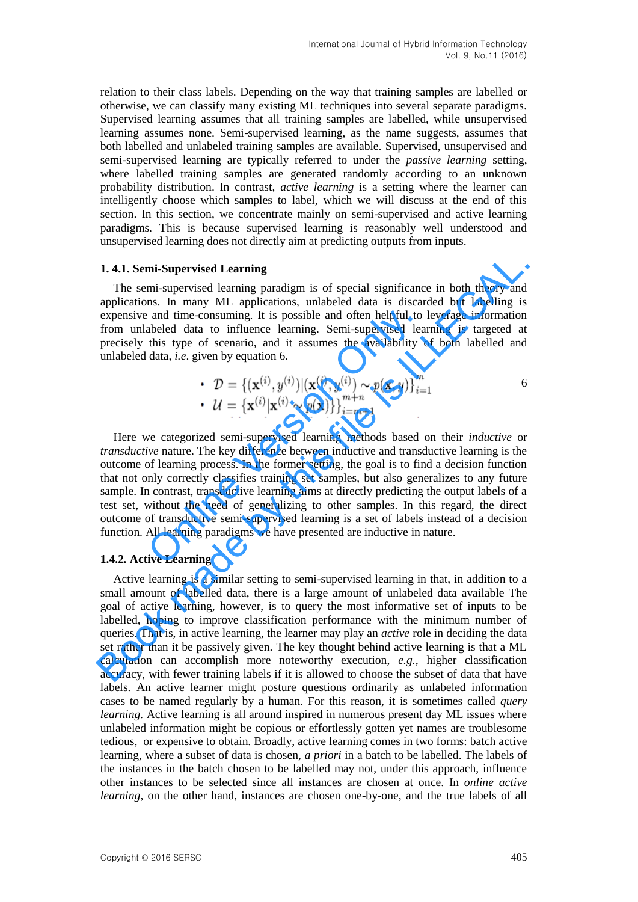relation to their class labels. Depending on the way that training samples are labelled or otherwise, we can classify many existing ML techniques into several separate paradigms. Supervised learning assumes that all training samples are labelled, while unsupervised learning assumes none. Semi-supervised learning, as the name suggests, assumes that both labelled and unlabeled training samples are available. Supervised, unsupervised and semi-supervised learning are typically referred to under the *passive learning* setting, where labelled training samples are generated randomly according to an unknown probability distribution. In contrast, *active learning* is a setting where the learner can intelligently choose which samples to label, which we will discuss at the end of this section. In this section, we concentrate mainly on semi-supervised and active learning paradigms. This is because supervised learning is reasonably well understood and unsupervised learning does not directly aim at predicting outputs from inputs.

### 1. 4.1. Semi-Supervised Learning

The semi-supervised learning paradigm is of special significance in both theory and applications. In many ML applications, unlabeled data is discarded but labelling is expensive and time-consuming. It is possible and often helpful to leverage information from unlabeled data to influence learning. Semi-supervised learning is targeted at precisely this type of scenario, and it assumes the availability of both labelled and unlabeled data, *i.e.* given by equation 6.

$$\mathcal{D} = \{(\mathbf{x}^{(i)}, y^{(i)}) | (\mathbf{x}^{(i)}, y^{(i)}) \sim p(\mathbf{x}, y)\}_{i=1}^{m} \tag{6}$$

$$\mathcal{U} = \{\mathbf{x}^{(i)} | \mathbf{x}^{(i)} \sim p(\mathbf{x})\}_{i=m+1}^{m+n}$$

Here we categorized semi-supervised learning methods based on their *inductive* or *transductive* nature. The key difference between inductive and transductive learning is the outcome of learning process. In the former setting, the goal is to find a decision function that not only correctly classifies training set samples, but also generalizes to any future sample. In contrast, transductive learning aims at directly predicting the output labels of a test set, without the need of generalizing to other samples. In this regard, the direct outcome of transductive semi-supervised learning is a set of labels instead of a decision function. All learning paradigms we have presented are inductive in nature.

### 1.4.2. Active Learning

Active learning is a similar setting to semi-supervised learning in that, in addition to a small amount of labelled data, there is a large amount of unlabeled data available The goal of active learning, however, is to query the most informative set of inputs to be labelled, hoping to improve classification performance with the minimum number of queries. That is, in active learning, the learner may play an *active* role in deciding the data set rather than it be passively given. The key thought behind active learning is that a ML calculation can accomplish more noteworthy execution, *e.g.*, higher classification accuracy, with fewer training labels if it is allowed to choose the subset of data that have labels. An active learner might posture questions ordinarily as unlabeled information cases to be named regularly by a human. For this reason, it is sometimes called *query learning.* Active learning is all around inspired in numerous present day ML issues where unlabeled information might be copious or effortlessly gotten yet names are troublesome tedious, or expensive to obtain. Broadly, active learning comes in two forms: batch active learning, where a subset of data is chosen, *a priori* in a batch to be labelled. The labels of the instances in the batch chosen to be labelled may not, under this approach, influence other instances to be selected since all instances are chosen at once. In *online active learning*, on the other hand, instances are chosen one-by-one, and the true labels of all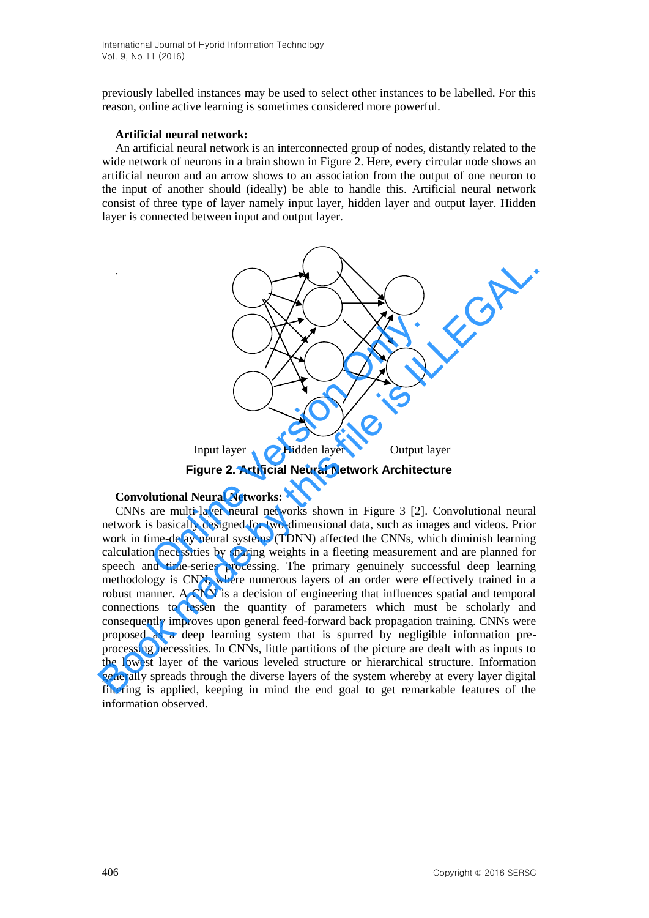previously labelled instances may be used to select other instances to be labelled. For this reason, online active learning is sometimes considered more powerful.

**Artificial neural network:**

An artificial neural network is an interconnected group of nodes, distantly related to the wide network of neurons in a brain shown in Figure 2. Here, every circular node shows an artificial neuron and an arrow shows to an association from the output of one neuron to the input of another should (ideally) be able to handle this. Artificial neural network consist of three type of layer namely input layer, hidden layer and output layer. Hidden layer is connected between input and output layer.

Input layer Hidden layer Output layer

**Figure 2. Artificial Neural Network Architecture**

**Convolutional Neural Networks:**

CNNs are multi-layer neural networks shown in Figure 3 [2]. Convolutional neural network is basically designed for two-dimensional data, such as images and videos. Prior work in time-delay neural systems (TDNN) affected the CNNs, which diminish learning calculation necessities by sharing weights in a fleeting measurement and are planned for speech and time-series processing. The primary genuinely successful deep learning methodology is CNN, where numerous layers of an order were effectively trained in a robust manner. A CNN is a decision of engineering that influences spatial and temporal connections to lessen the quantity of parameters which must be scholarly and consequently improves upon general feed-forward back propagation training. CNNs were proposed as a deep learning system that is spurred by negligible information pre-processing necessities. In CNNs, little partitions of the picture are dealt with as inputs to the lowest layer of the various leveled structure or hierarchical structure. Information generally spreads through the diverse layers of the system whereby at every layer digital filtering is applied, keeping in mind the end goal to get remarkable features of the information observed.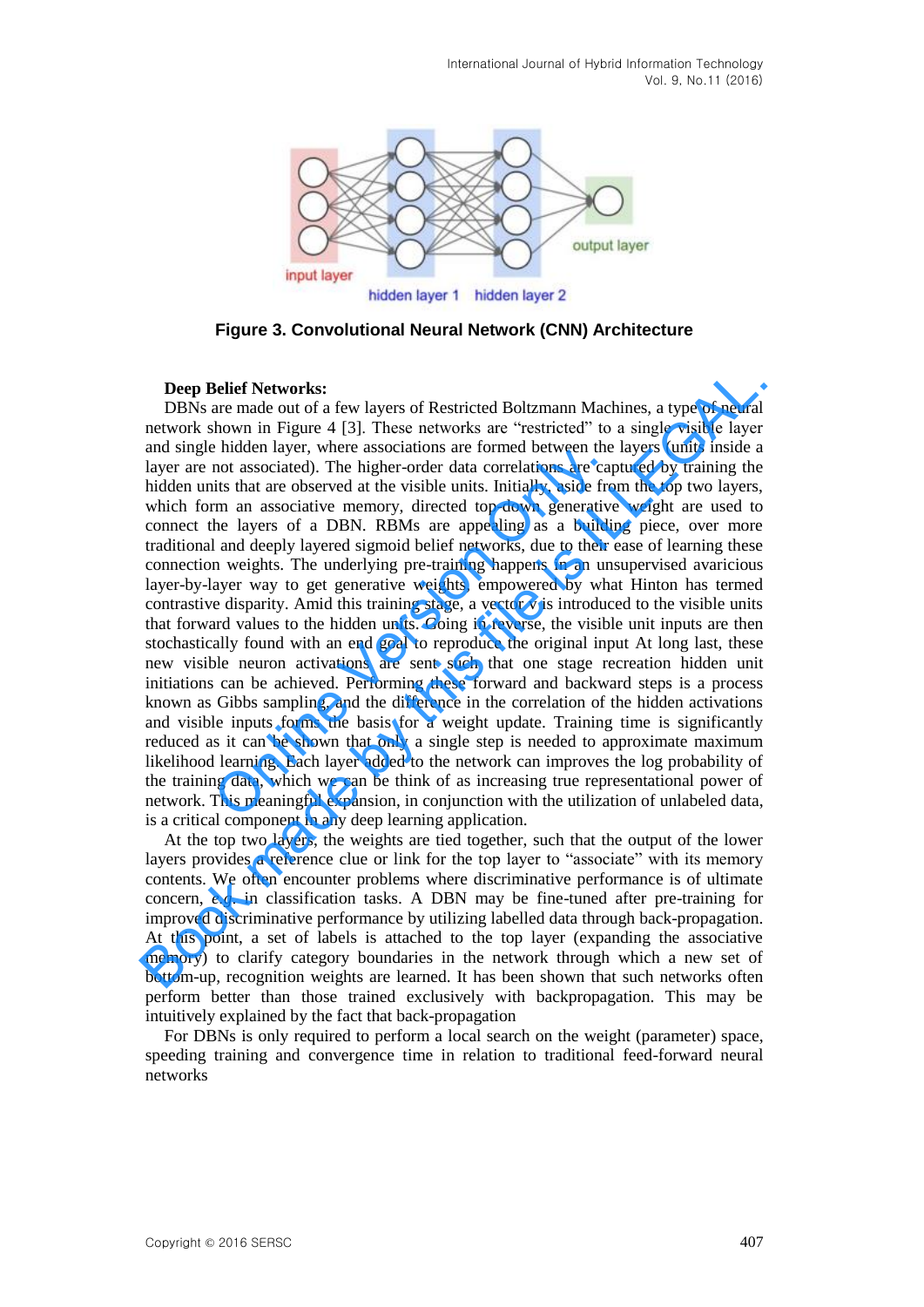Figure 3. Convolutional Neural Network (CNN) Architecture

**Deep Belief Networks:**

DBNs are made out of a few layers of Restricted Boltzmann Machines, a type of neural network shown in Figure 4 [3]. These networks are "restricted" to a single visible layer and single hidden layer, where associations are formed between the layers (units inside a layer are not associated). The higher-order data correlations are captured by training the hidden units that are observed at the visible units. Initially, aside from the top two layers, which form an associative memory, directed top-down generative weight are used to connect the layers of a DBN. RBMs are appealing as a building piece, over more traditional and deeply layered sigmoid belief networks, due to their ease of learning these connection weights. The underlying pre-training happens in an unsupervised avaricious layer-by-layer way to get generative weights, empowered by what Hinton has termed contrastive disparity. Amid this training stage, a vector v is introduced to the visible units that forward values to the hidden units. Going in reverse, the visible unit inputs are then stochastically found with an end goal to reproduce the original input At long last, these new visible neuron activations are sent such that one stage recreation hidden unit initiations can be achieved. Performing these forward and backward steps is a process known as Gibbs sampling, and the difference in the correlation of the hidden activations and visible inputs forms the basis for a weight update. Training time is significantly reduced as it can be shown that only a single step is needed to approximate maximum likelihood learning. Each layer added to the network can improves the log probability of the training data, which we can be think of as increasing true representational power of network. This meaningful expansion, in conjunction with the utilization of unlabeled data, is a critical component in any deep learning application.

At the top two layers, the weights are tied together, such that the output of the lower layers provides a reference clue or link for the top layer to "associate" with its memory contents. We often encounter problems where discriminative performance is of ultimate concern, e.g. in classification tasks. A DBN may be fine-tuned after pre-training for improved discriminative performance by utilizing labelled data through back-propagation. At this point, a set of labels is attached to the top layer (expanding the associative memory) to clarify category boundaries in the network through which a new set of bottom-up, recognition weights are learned. It has been shown that such networks often perform better than those trained exclusively with backpropagation. This may be intuitively explained by the fact that back-propagation

For DBNs is only required to perform a local search on the weight (parameter) space, speeding training and convergence time in relation to traditional feed-forward neural networks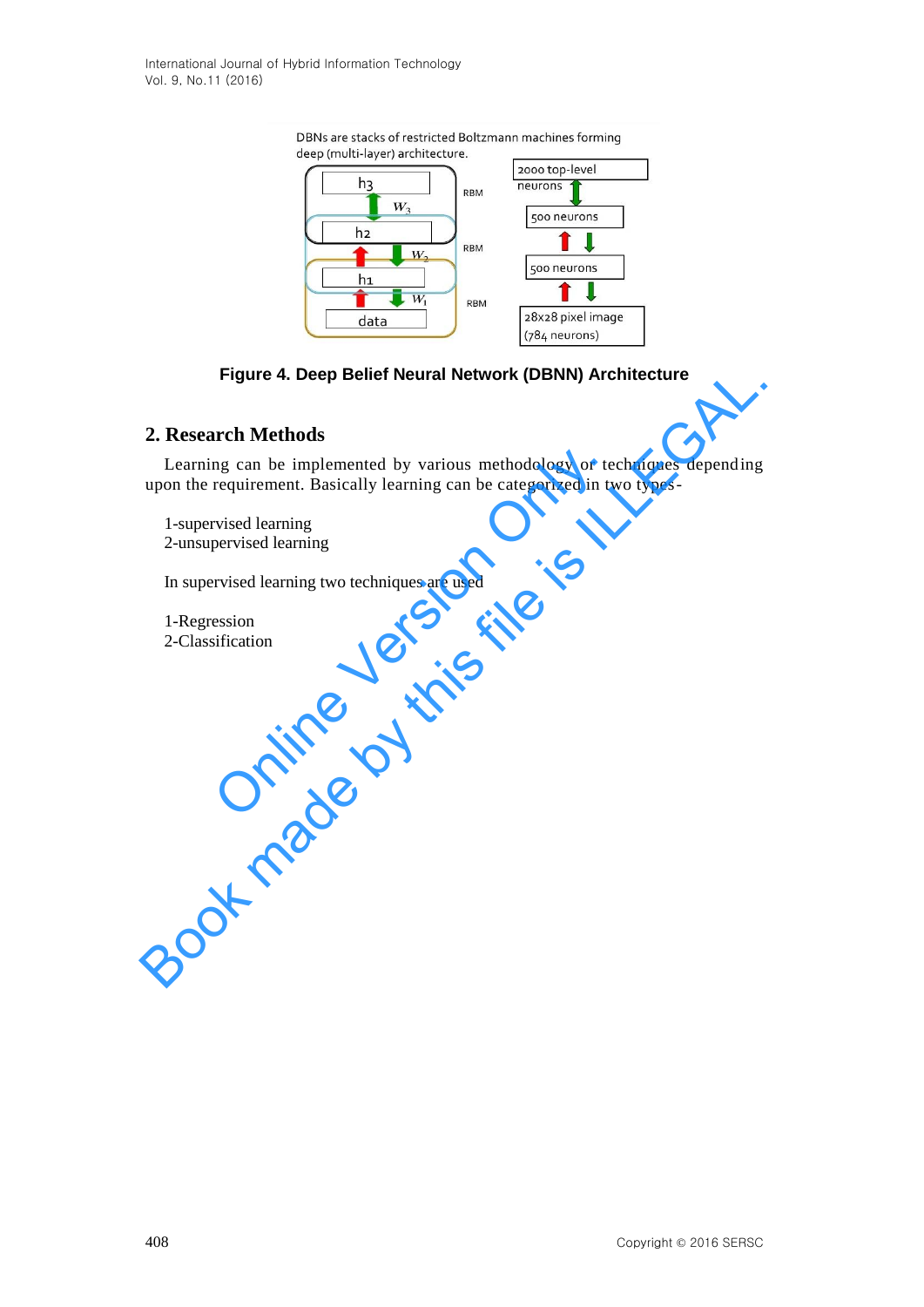DBNs are stacks of restricted Boltzmann machines forming deep (multi-layer) architecture.

Figure 4. Deep Belief Neural Network (DBNN) Architecture

## 2. Research Methods

Learning can be implemented by various methodology or techniques depending upon the requirement. Basically learning can be categorized in two types-

1-supervised learning
2-unsupervised learning

In supervised learning two techniques are used

1-Regression
2-Classification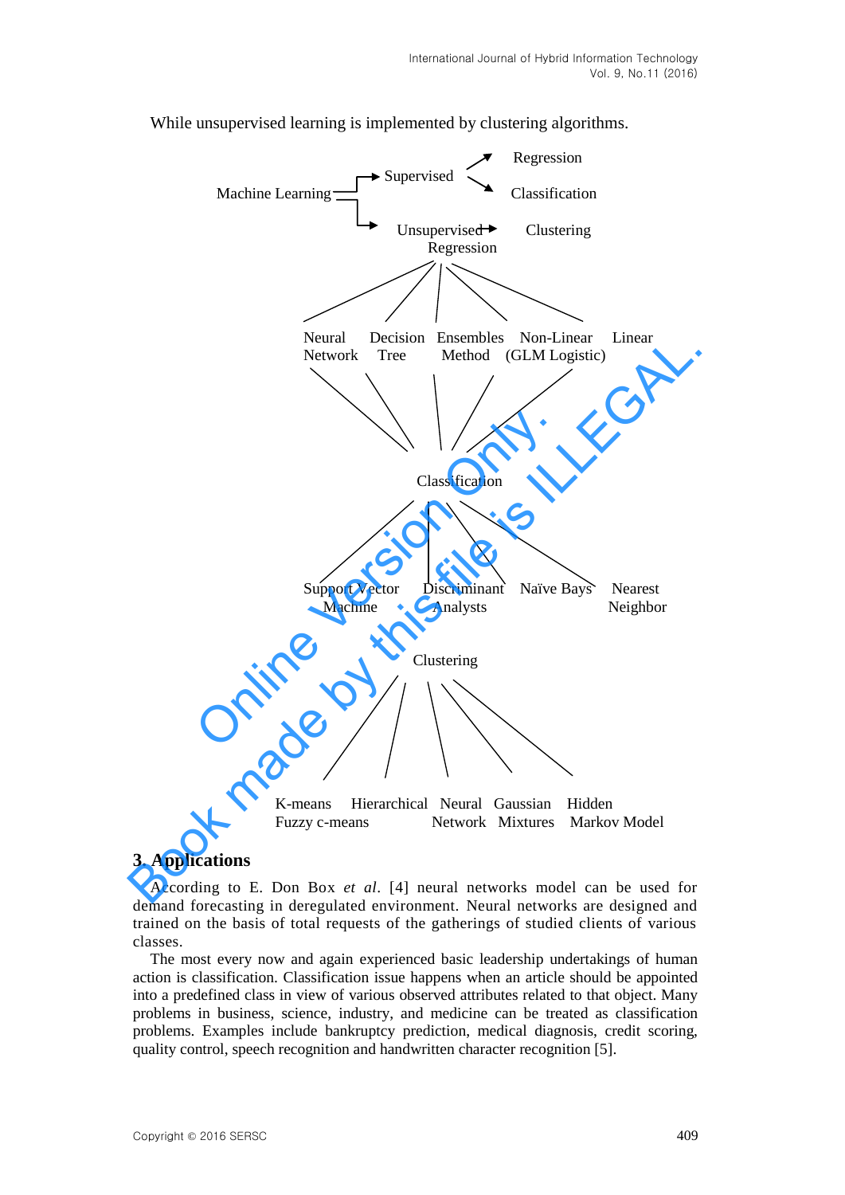While unsupervised learning is implemented by clustering algorithms.

Machine Learning → Supervised → Regression, Classification

Machine Learning → Unsupervised → Clustering

Regression

Neural Network    Decision Tree    Ensembles Method    Non-Linear (GLM Logistic)    Linear

Classification

Support Vector Machine    Discriminant Analysts    Naïve Bays    Nearest Neighbor

Clustering

K-means Fuzzy c-means    Hierarchical    Neural Network    Gaussian Mixtures    Hidden Markov Model

## 3. Applications

According to E. Don Box *et al*. [4] neural networks model can be used for demand forecasting in deregulated environment. Neural networks are designed and trained on the basis of total requests of the gatherings of studied clients of various classes.

The most every now and again experienced basic leadership undertakings of human action is classification. Classification issue happens when an article should be appointed into a predefined class in view of various observed attributes related to that object. Many problems in business, science, industry, and medicine can be treated as classification problems. Examples include bankruptcy prediction, medical diagnosis, credit scoring, quality control, speech recognition and handwritten character recognition [5].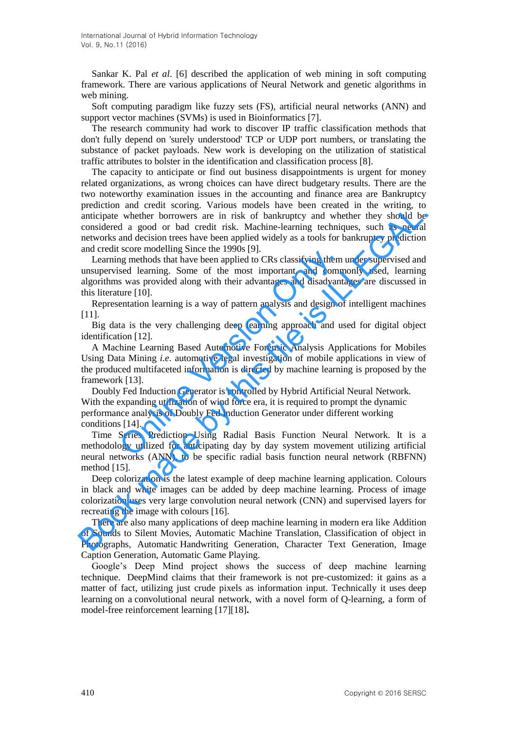Sankar K. Pal *et al*. [6] described the application of web mining in soft computing framework. There are various applications of Neural Network and genetic algorithms in web mining.

Soft computing paradigm like fuzzy sets (FS), artificial neural networks (ANN) and support vector machines (SVMs) is used in Bioinformatics [7].

The research community had work to discover IP traffic classification methods that don't fully depend on 'surely understood' TCP or UDP port numbers, or translating the substance of packet payloads. New work is developing on the utilization of statistical traffic attributes to bolster in the identification and classification process [8].

The capacity to anticipate or find out business disappointments is urgent for money related organizations, as wrong choices can have direct budgetary results. There are the two noteworthy examination issues in the accounting and finance area are Bankruptcy prediction and credit scoring. Various models have been created in the writing, to anticipate whether borrowers are in risk of bankruptcy and whether they should be considered a good or bad credit risk. Machine-learning techniques, such as neural networks and decision trees have been applied widely as a tools for bankruptcy prediction and credit score modelling Since the 1990s [9].

Learning methods that have been applied to CRs classifying them under supervised and unsupervised learning. Some of the most important and commonly used, learning algorithms was provided along with their advantages and disadvantages are discussed in this literature [10].

Representation learning is a way of pattern analysis and design of intelligent machines [11].

Big data is the very challenging deep learning approach and used for digital object identification [12].

A Machine Learning Based Automotive Forensic Analysis Applications for Mobiles Using Data Mining *i.e*. automotive legal investigation of mobile applications in view of the produced multifaceted information is directed by machine learning is proposed by the framework [13].

Doubly Fed Induction Generator is controlled by Hybrid Artificial Neural Network. With the expanding utilization of wind force era, it is required to prompt the dynamic performance analysis of Doubly Fed Induction Generator under different working conditions [14].

Time Series Prediction Using Radial Basis Function Neural Network. It is a methodology utilized for anticipating day by day system movement utilizing artificial neural networks (ANN) to be specific radial basis function neural network (RBFNN) method [15].

Deep colorization is the latest example of deep machine learning application. Colours in black and white images can be added by deep machine learning. Process of image colorization uses very large convolution neural network (CNN) and supervised layers for recreating the image with colours [16].

There are also many applications of deep machine learning in modern era like Addition of Sounds to Silent Movies, Automatic Machine Translation, Classification of object in Photographs, Automatic Handwriting Generation, Character Text Generation, Image Caption Generation, Automatic Game Playing.

Google's Deep Mind project shows the success of deep machine learning technique. DeepMind claims that their framework is not pre-customized: it gains as a matter of fact, utilizing just crude pixels as information input. Technically it uses deep learning on a convolutional neural network, with a novel form of Q-learning, a form of model-free reinforcement learning [17][18].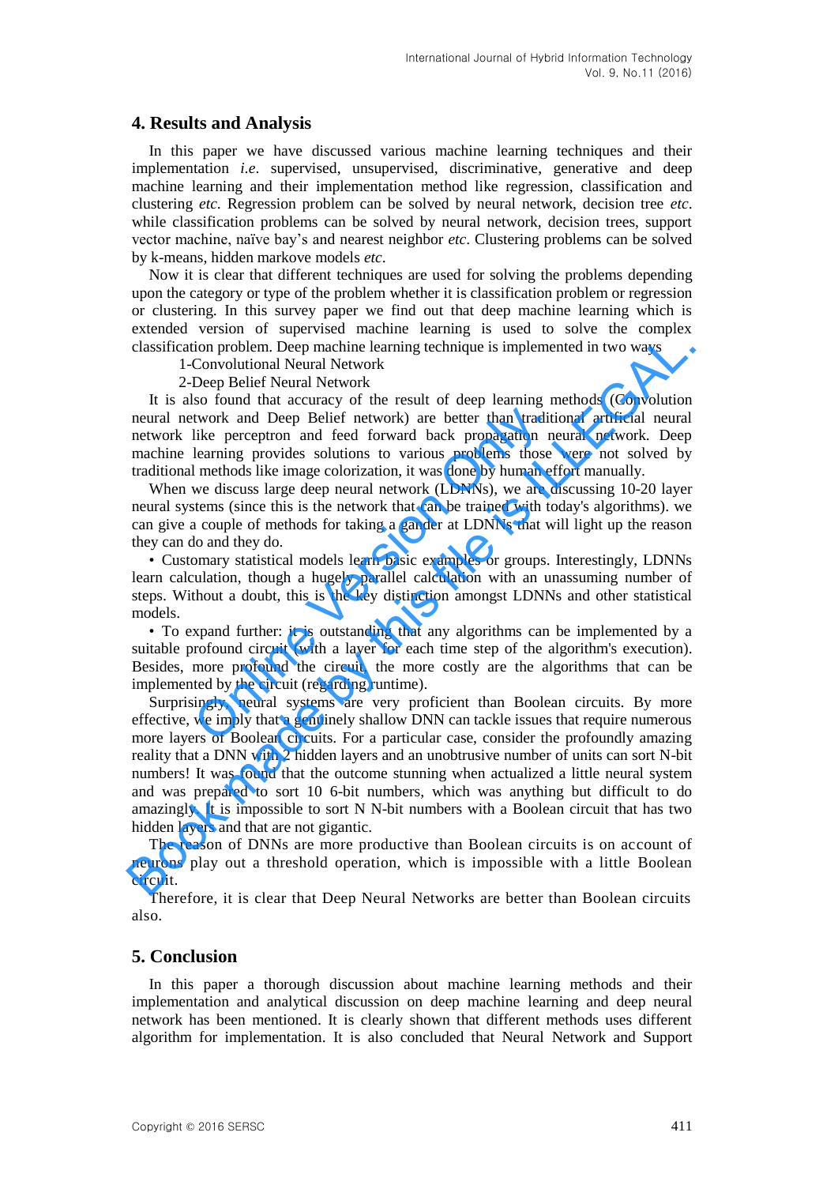## 4. Results and Analysis

In this paper we have discussed various machine learning techniques and their implementation *i.e.* supervised, unsupervised, discriminative, generative and deep machine learning and their implementation method like regression, classification and clustering *etc*. Regression problem can be solved by neural network, decision tree *etc.* while classification problems can be solved by neural network, decision trees, support vector machine, naïve bay's and nearest neighbor *etc*. Clustering problems can be solved by k-means, hidden markove models *etc*.

Now it is clear that different techniques are used for solving the problems depending upon the category or type of the problem whether it is classification problem or regression or clustering. In this survey paper we find out that deep machine learning which is extended version of supervised machine learning is used to solve the complex classification problem. Deep machine learning technique is implemented in two ways

1-Convolutional Neural Network

2-Deep Belief Neural Network

It is also found that accuracy of the result of deep learning methods (Convolution neural network and Deep Belief network) are better than traditional artificial neural network like perceptron and feed forward back propagation neural network. Deep machine learning provides solutions to various problems those were not solved by traditional methods like image colorization, it was done by human effort manually.

When we discuss large deep neural network (LDNNs), we are discussing 10-20 layer neural systems (since this is the network that can be trained with today's algorithms). we can give a couple of methods for taking a gander at LDNNs that will light up the reason they can do and they do.

• Customary statistical models learn basic examples or groups. Interestingly, LDNNs learn calculation, though a hugely parallel calculation with an unassuming number of steps. Without a doubt, this is the key distinction amongst LDNNs and other statistical models.

• To expand further: it is outstanding that any algorithms can be implemented by a suitable profound circuit (with a layer for each time step of the algorithm's execution). Besides, more profound the circuit, the more costly are the algorithms that can be implemented by the circuit (regarding runtime).

Surprisingly, neural systems are very proficient than Boolean circuits. By more effective, we imply that a genuinely shallow DNN can tackle issues that require numerous more layers of Boolean circuits. For a particular case, consider the profoundly amazing reality that a DNN with 2 hidden layers and an unobtrusive number of units can sort N-bit numbers! It was found that the outcome stunning when actualized a little neural system and was prepared to sort 10 6-bit numbers, which was anything but difficult to do amazingly. It is impossible to sort N N-bit numbers with a Boolean circuit that has two hidden layers and that are not gigantic.

The reason of DNNs are more productive than Boolean circuits is on account of neurons play out a threshold operation, which is impossible with a little Boolean circuit.

Therefore, it is clear that Deep Neural Networks are better than Boolean circuits also.

## 5. Conclusion

In this paper a thorough discussion about machine learning methods and their implementation and analytical discussion on deep machine learning and deep neural network has been mentioned. It is clearly shown that different methods uses different algorithm for implementation. It is also concluded that Neural Network and Support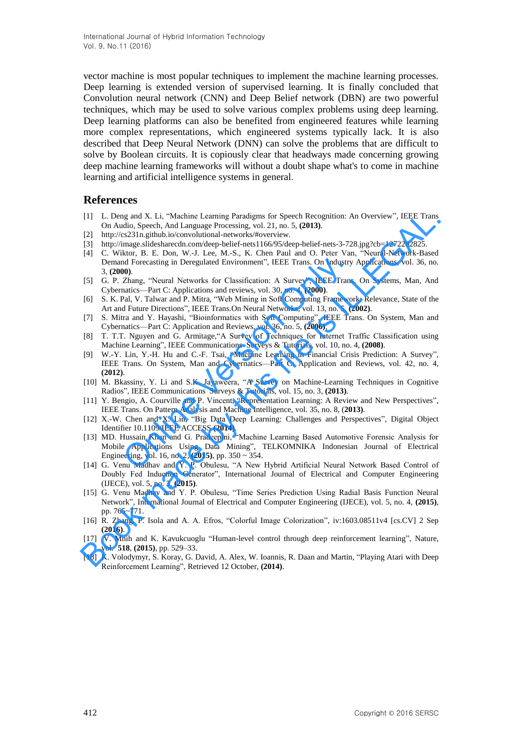vector machine is most popular techniques to implement the machine learning processes. Deep learning is extended version of supervised learning. It is finally concluded that Convolution neural network (CNN) and Deep Belief network (DBN) are two powerful techniques, which may be used to solve various complex problems using deep learning. Deep learning platforms can also be benefited from engineered features while learning more complex representations, which engineered systems typically lack. It is also described that Deep Neural Network (DNN) can solve the problems that are difficult to solve by Boolean circuits. It is copiously clear that headways made concerning growing deep machine learning frameworks will without a doubt shape what's to come in machine learning and artificial intelligence systems in general.

## References

[1] L. Deng and X. Li, "Machine Learning Paradigms for Speech Recognition: An Overview", IEEE Trans On Audio, Speech, And Language Processing, vol. 21, no. 5, **(2013)**.

[2] http://cs231n.github.io/convolutional-networks/#overview.

[3] http://image.slidesharecdn.com/deep-belief-nets1166/95/deep-belief-nets-3-728.jpg?cb=1272282825.

[4] C. Wiktor, B. E. Don, W.-J. Lee, M.-S., K. Chen Paul and O. Peter Van, "Neural-Network-Based Demand Forecasting in Deregulated Environment", IEEE Trans. On Industry Applications, vol. 36, no. 3, **(2000)**.

[5] G. P. Zhang, "Neural Networks for Classification: A Survey", IEEE Trans. On Systems, Man, And Cybernatics—Part C: Applications and reviews, vol. 30, no. 4, **(2000)**.

[6] S. K. Pal, V. Talwar and P. Mitra, "Web Mining in Soft Computing Framework: Relevance, State of the Art and Future Directions", IEEE Trans.On Neural Networks, vol. 13, no. 5, **(2002)**.

[7] S. Mitra and Y. Hayashi, "Bioinformatics with Soft Computing", IEEE Trans. On System, Man and Cybernatics—Part C: Application and Reviews, vol. 36, no. 5, **(2006)**.

[8] T. T.T. Nguyen and G. Armitage,"A Survey of Techniques for Internet Traffic Classification using Machine Learning", IEEE Communications Surveys & Tutorials, vol. 10, no. 4, **(2008)**.

[9] W.-Y. Lin, Y.-H. Hu and C.-F. Tsai, "Machine Learning in Financial Crisis Prediction: A Survey", IEEE Trans. On System, Man and Cybernatics—Part C: Application and Reviews, vol. 42, no. 4, **(2012)**.

[10] M. Bkassiny, Y. Li and S.K. Jayaweera, "A Survey on Machine-Learning Techniques in Cognitive Radios", IEEE Communications Surveys & Tutorials, vol. 15, no. 3, **(2013)**.

[11] Y. Bengio, A. Courville and P. Vincent, "Representation Learning: A Review and New Perspectives", IEEE Trans. On Pattern Analysis and Machine Intelligence, vol. 35, no. 8, (**2013)**.

[12] X.-W. Chen and X. Lin, "Big Data Deep Learning: Challenges and Perspectives", Digital Object Identifier 10.1109/IEEE ACCESS **(2014)**.

[13] MD. Hussain Khan and G. Pradeepini, "Machine Learning Based Automotive Forensic Analysis for Mobile Applications Using Data Mining", TELKOMNIKA Indonesian Journal of Electrical Engineering, vol. 16, no. 2, **(2015)**, pp. 350 ~ 354.

[14] G. Venu Madhav and Y. P. Obulesu, "A New Hybrid Artificial Neural Network Based Control of Doubly Fed Induction Generator", International Journal of Electrical and Computer Engineering (IJECE), vol. 5, no. 3, **(2015)**.

[15] G. Venu Madhav and Y. P. Obulesu, "Time Series Prediction Using Radial Basis Function Neural Network", International Journal of Electrical and Computer Engineering (IJECE), vol. 5, no. 4, **(2015)**, pp. 765~771.

[16] R. Zhang, P. Isola and A. A. Efros, "Colorful Image Colorization", iv:1603.08511v4 [cs.CV] 2 Sep **(2016)**.

[17] V. Mnih and K. Kavukcuoglu "Human-level control through deep reinforcement learning", Nature, vol. **518**, **(2015)**, pp. 529–33.

[18] K. Volodymyr, S. Koray, G. David, A. Alex, W. Ioannis, R. Daan and Martin, "Playing Atari with Deep Reinforcement Learning", Retrieved 12 October, **(2014)**.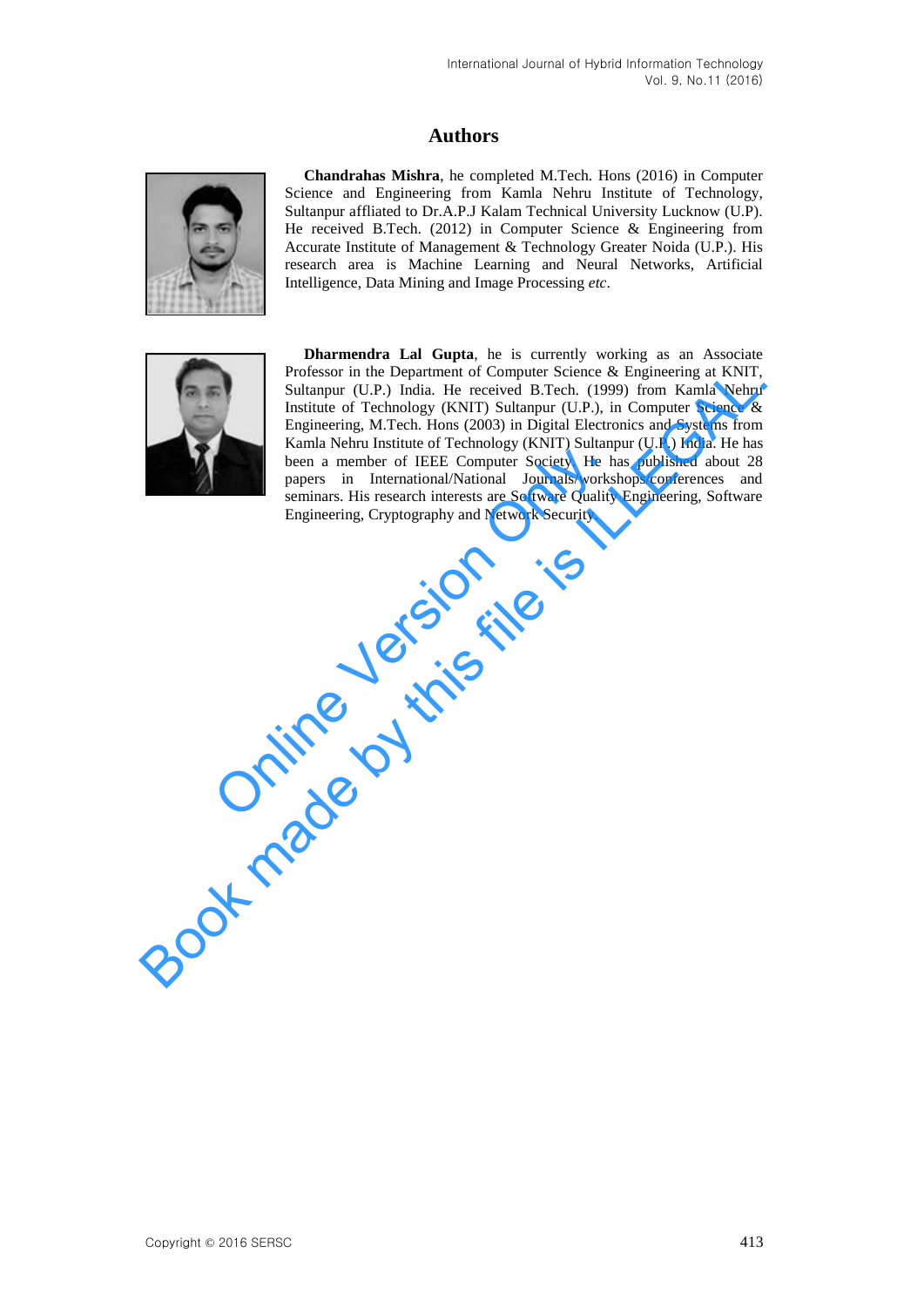## Authors

**Chandrahas Mishra**, he completed M.Tech. Hons (2016) in Computer Science and Engineering from Kamla Nehru Institute of Technology, Sultanpur affliated to Dr.A.P.J Kalam Technical University Lucknow (U.P). He received B.Tech. (2012) in Computer Science & Engineering from Accurate Institute of Management & Technology Greater Noida (U.P.). His research area is Machine Learning and Neural Networks, Artificial Intelligence, Data Mining and Image Processing *etc*.

**Dharmendra Lal Gupta**, he is currently working as an Associate Professor in the Department of Computer Science & Engineering at KNIT, Sultanpur (U.P.) India. He received B.Tech. (1999) from Kamla Nehru Institute of Technology (KNIT) Sultanpur (U.P.), in Computer Science & Engineering, M.Tech. Hons (2003) in Digital Electronics and Systems from Kamla Nehru Institute of Technology (KNIT) Sultanpur (U.P.) India. He has been a member of IEEE Computer Society. He has published about 28 papers in International/National Journals/workshops/conferences and seminars. His research interests are Software Quality Engineering, Software Engineering, Cryptography and Network Security.